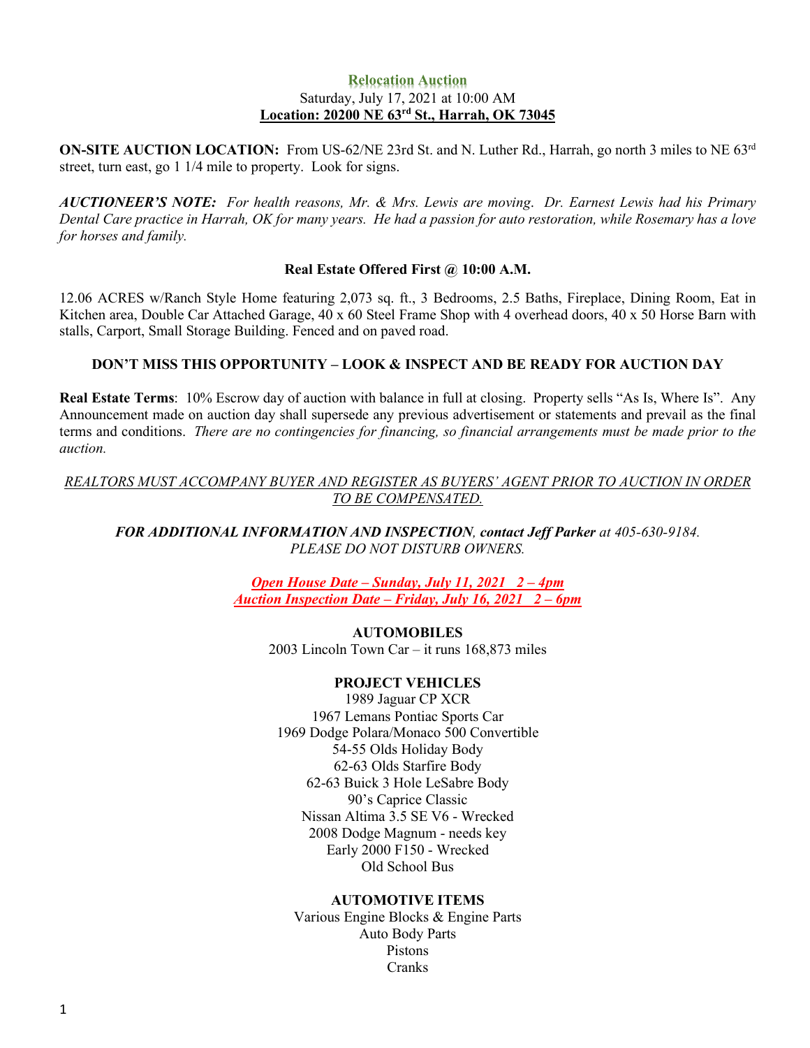# Relocation Auction

Saturday, July 17, 2021 at 10:00 AM

**Location: 20200 NE 63rd St., Harrah, OK 73045**

**ON-SITE AUCTION LOCATION:** From US-62/NE 23rd St. and N. Luther Rd., Harrah, go north 3 miles to NE 63rd street, turn east, go 1 1/4 mile to property. Look for signs.

***AUCTIONEER'S NOTE:*** *For health reasons, Mr. & Mrs. Lewis are moving. Dr. Earnest Lewis had his Primary Dental Care practice in Harrah, OK for many years. He had a passion for auto restoration, while Rosemary has a love for horses and family.*

**Real Estate Offered First @ 10:00 A.M.**

12.06 ACRES w/Ranch Style Home featuring 2,073 sq. ft., 3 Bedrooms, 2.5 Baths, Fireplace, Dining Room, Eat in Kitchen area, Double Car Attached Garage, 40 x 60 Steel Frame Shop with 4 overhead doors, 40 x 50 Horse Barn with stalls, Carport, Small Storage Building. Fenced and on paved road.

**DON'T MISS THIS OPPORTUNITY – LOOK & INSPECT AND BE READY FOR AUCTION DAY**

**Real Estate Terms**: 10% Escrow day of auction with balance in full at closing. Property sells "As Is, Where Is". Any Announcement made on auction day shall supersede any previous advertisement or statements and prevail as the final terms and conditions. *There are no contingencies for financing, so financial arrangements must be made prior to the auction.*

*REALTORS MUST ACCOMPANY BUYER AND REGISTER AS BUYERS' AGENT PRIOR TO AUCTION IN ORDER TO BE COMPENSATED.*

***FOR ADDITIONAL INFORMATION AND INSPECTION, contact Jeff Parker*** *at 405-630-9184.*
*PLEASE DO NOT DISTURB OWNERS.*

***Open House Date – Sunday, July 11, 2021 2 – 4pm***
***Auction Inspection Date – Friday, July 16, 2021 2 – 6pm***

**AUTOMOBILES**

2003 Lincoln Town Car – it runs 168,873 miles

**PROJECT VEHICLES**

1989 Jaguar CP XCR
1967 Lemans Pontiac Sports Car
1969 Dodge Polara/Monaco 500 Convertible
54-55 Olds Holiday Body
62-63 Olds Starfire Body
62-63 Buick 3 Hole LeSabre Body
90's Caprice Classic
Nissan Altima 3.5 SE V6 - Wrecked
2008 Dodge Magnum - needs key
Early 2000 F150 - Wrecked
Old School Bus

**AUTOMOTIVE ITEMS**

Various Engine Blocks & Engine Parts
Auto Body Parts
Pistons
Cranks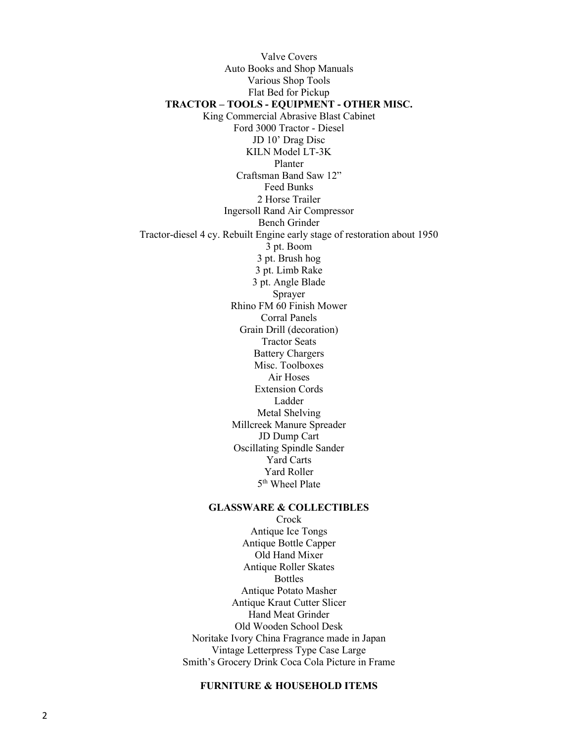Valve Covers

Auto Books and Shop Manuals

Various Shop Tools

Flat Bed for Pickup

**TRACTOR – TOOLS - EQUIPMENT - OTHER MISC.**

King Commercial Abrasive Blast Cabinet

Ford 3000 Tractor - Diesel

JD 10' Drag Disc

KILN Model LT-3K

Planter

Craftsman Band Saw 12"

Feed Bunks

2 Horse Trailer

Ingersoll Rand Air Compressor

Bench Grinder

Tractor-diesel 4 cy. Rebuilt Engine early stage of restoration about 1950

3 pt. Boom

3 pt. Brush hog

3 pt. Limb Rake

3 pt. Angle Blade

Sprayer

Rhino FM 60 Finish Mower

Corral Panels

Grain Drill (decoration)

Tractor Seats

Battery Chargers

Misc. Toolboxes

Air Hoses

Extension Cords

Ladder

Metal Shelving

Millcreek Manure Spreader

JD Dump Cart

Oscillating Spindle Sander

Yard Carts

Yard Roller

5th Wheel Plate

**GLASSWARE & COLLECTIBLES**

Crock

Antique Ice Tongs

Antique Bottle Capper

Old Hand Mixer

Antique Roller Skates

Bottles

Antique Potato Masher

Antique Kraut Cutter Slicer

Hand Meat Grinder

Old Wooden School Desk

Noritake Ivory China Fragrance made in Japan

Vintage Letterpress Type Case Large

Smith's Grocery Drink Coca Cola Picture in Frame

**FURNITURE & HOUSEHOLD ITEMS**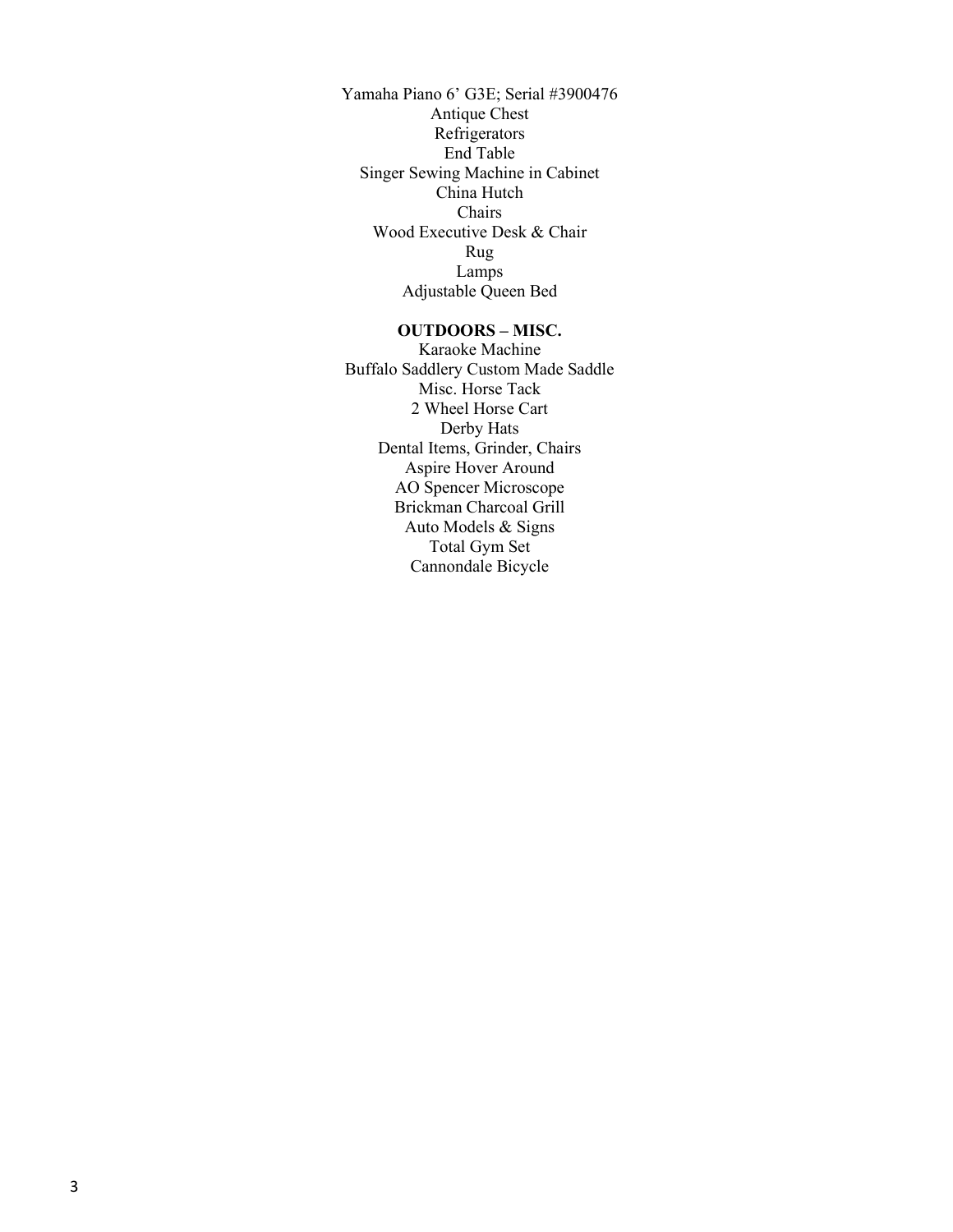Yamaha Piano 6' G3E; Serial #3900476
Antique Chest
Refrigerators
End Table
Singer Sewing Machine in Cabinet
China Hutch
Chairs
Wood Executive Desk & Chair
Rug
Lamps
Adjustable Queen Bed

**OUTDOORS – MISC.**

Karaoke Machine
Buffalo Saddlery Custom Made Saddle
Misc. Horse Tack
2 Wheel Horse Cart
Derby Hats
Dental Items, Grinder, Chairs
Aspire Hover Around
AO Spencer Microscope
Brickman Charcoal Grill
Auto Models & Signs
Total Gym Set
Cannondale Bicycle